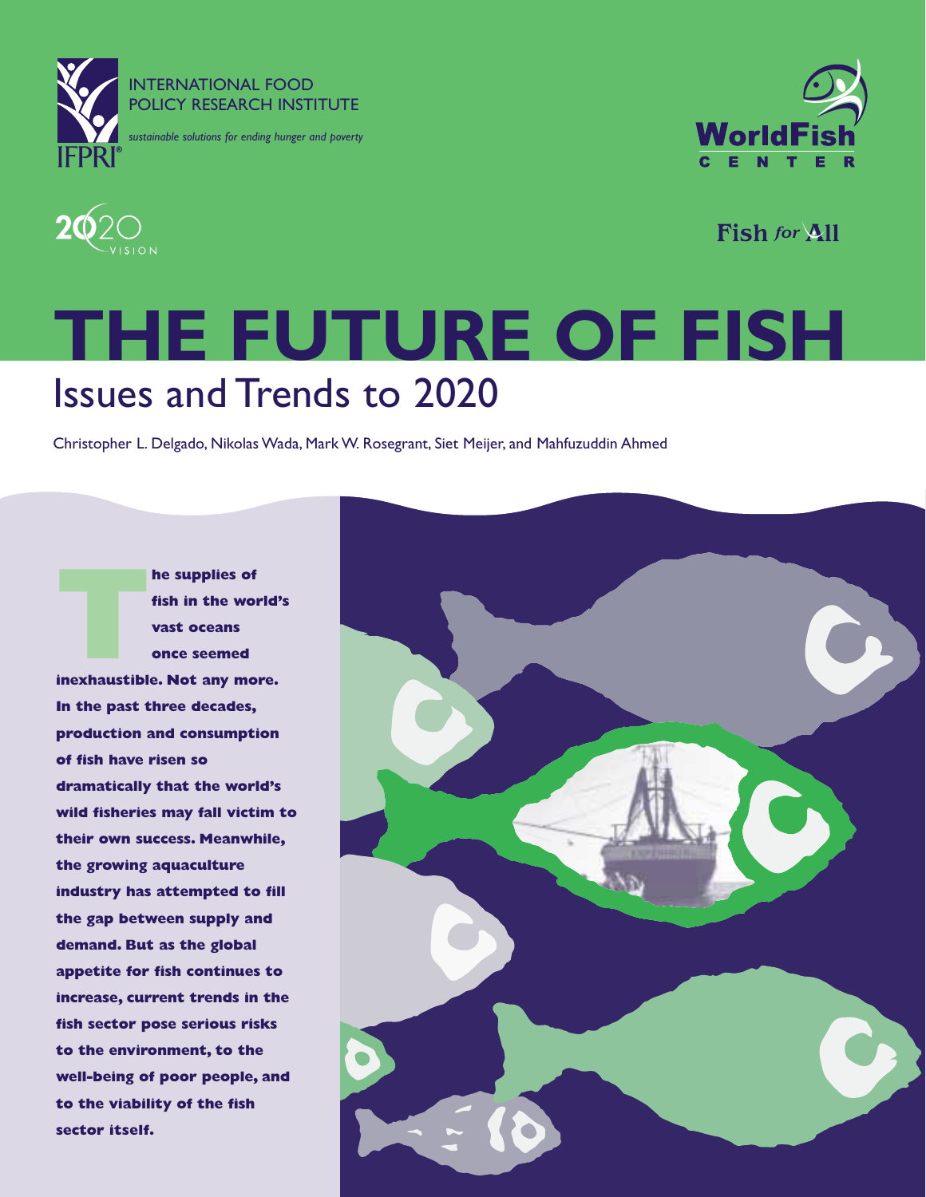INTERNATIONAL FOOD POLICY RESEARCH INSTITUTE

*sustainable solutions for ending hunger and poverty*

IFPRI

WorldFish CENTER

2020 VISION

Fish for All

# THE FUTURE OF FISH

## Issues and Trends to 2020

Christopher L. Delgado, Nikolas Wada, Mark W. Rosegrant, Siet Meijer, and Mahfuzuddin Ahmed

**The supplies of fish in the world's vast oceans once seemed inexhaustible. Not any more. In the past three decades, production and consumption of fish have risen so dramatically that the world's wild fisheries may fall victim to their own success. Meanwhile, the growing aquaculture industry has attempted to fill the gap between supply and demand. But as the global appetite for fish continues to increase, current trends in the fish sector pose serious risks to the environment, to the well-being of poor people, and to the viability of the fish sector itself.**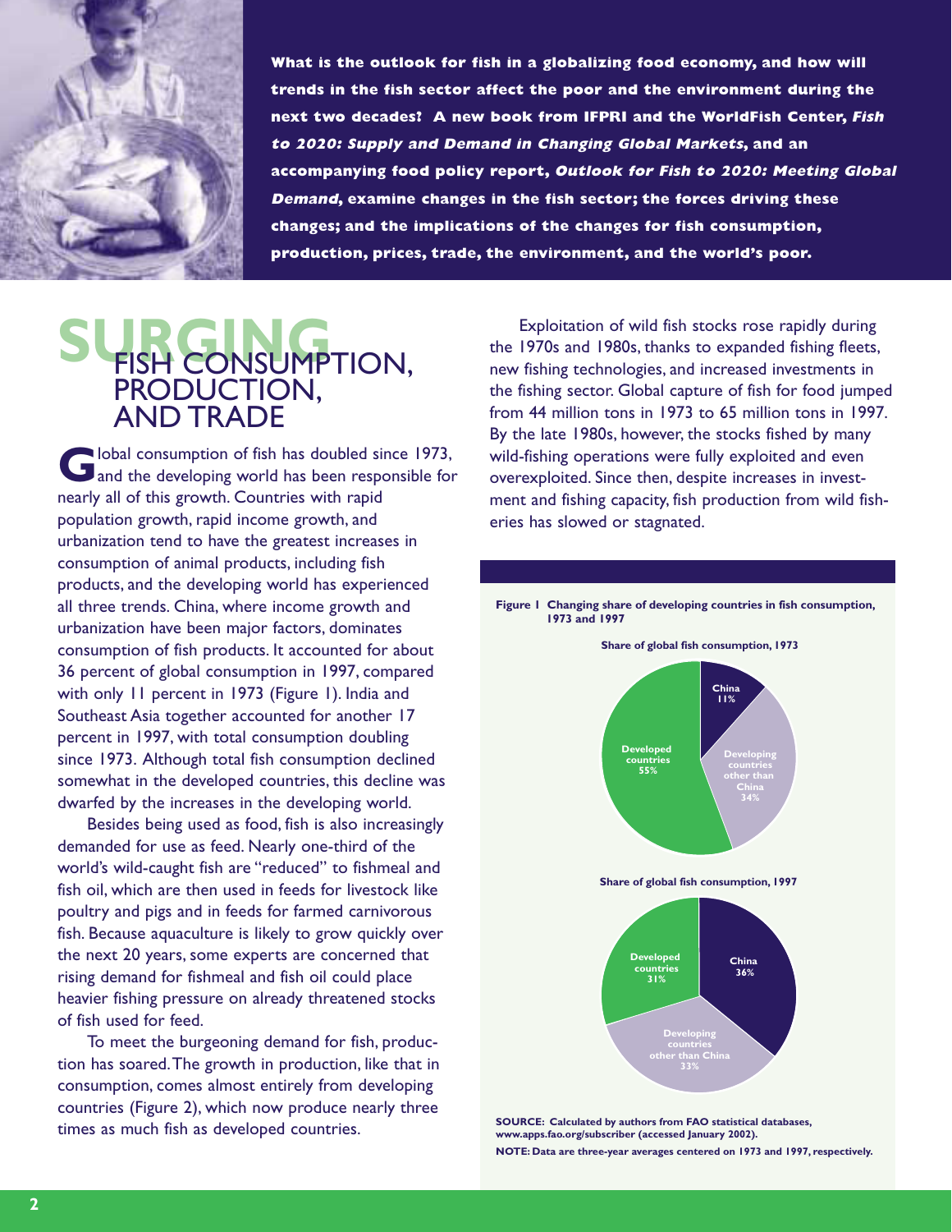**What is the outlook for fish in a globalizing food economy, and how will trends in the fish sector affect the poor and the environment during the next two decades? A new book from IFPRI and the WorldFish Center, *Fish to 2020: Supply and Demand in Changing Global Markets*, and an accompanying food policy report, *Outlook for Fish to 2020: Meeting Global Demand*, examine changes in the fish sector; the forces driving these changes; and the implications of the changes for fish consumption, production, prices, trade, the environment, and the world's poor.**

# SURGING FISH CONSUMPTION, PRODUCTION, AND TRADE

Global consumption of fish has doubled since 1973, and the developing world has been responsible for nearly all of this growth. Countries with rapid population growth, rapid income growth, and urbanization tend to have the greatest increases in consumption of animal products, including fish products, and the developing world has experienced all three trends. China, where income growth and urbanization have been major factors, dominates consumption of fish products. It accounted for about 36 percent of global consumption in 1997, compared with only 11 percent in 1973 (Figure 1). India and Southeast Asia together accounted for another 17 percent in 1997, with total consumption doubling since 1973. Although total fish consumption declined somewhat in the developed countries, this decline was dwarfed by the increases in the developing world.

Besides being used as food, fish is also increasingly demanded for use as feed. Nearly one-third of the world's wild-caught fish are "reduced" to fishmeal and fish oil, which are then used in feeds for livestock like poultry and pigs and in feeds for farmed carnivorous fish. Because aquaculture is likely to grow quickly over the next 20 years, some experts are concerned that rising demand for fishmeal and fish oil could place heavier fishing pressure on already threatened stocks of fish used for feed.

To meet the burgeoning demand for fish, production has soared. The growth in production, like that in consumption, comes almost entirely from developing countries (Figure 2), which now produce nearly three times as much fish as developed countries.

Exploitation of wild fish stocks rose rapidly during the 1970s and 1980s, thanks to expanded fishing fleets, new fishing technologies, and increased investments in the fishing sector. Global capture of fish for food jumped from 44 million tons in 1973 to 65 million tons in 1997. By the late 1980s, however, the stocks fished by many wild-fishing operations were fully exploited and even overexploited. Since then, despite increases in investment and fishing capacity, fish production from wild fisheries has slowed or stagnated.

**Figure 1 Changing share of developing countries in fish consumption, 1973 and 1997**

**Share of global fish consumption, 1973**

| Region | Share |
|---|---|
| China | 11% |
| Developing countries other than China | 34% |
| Developed countries | 55% |

**Share of global fish consumption, 1997**

| Region | Share |
|---|---|
| China | 36% |
| Developing countries other than China | 33% |
| Developed countries | 31% |

**SOURCE: Calculated by authors from FAO statistical databases, www.apps.fao.org/subscriber (accessed January 2002).**

**NOTE: Data are three-year averages centered on 1973 and 1997, respectively.**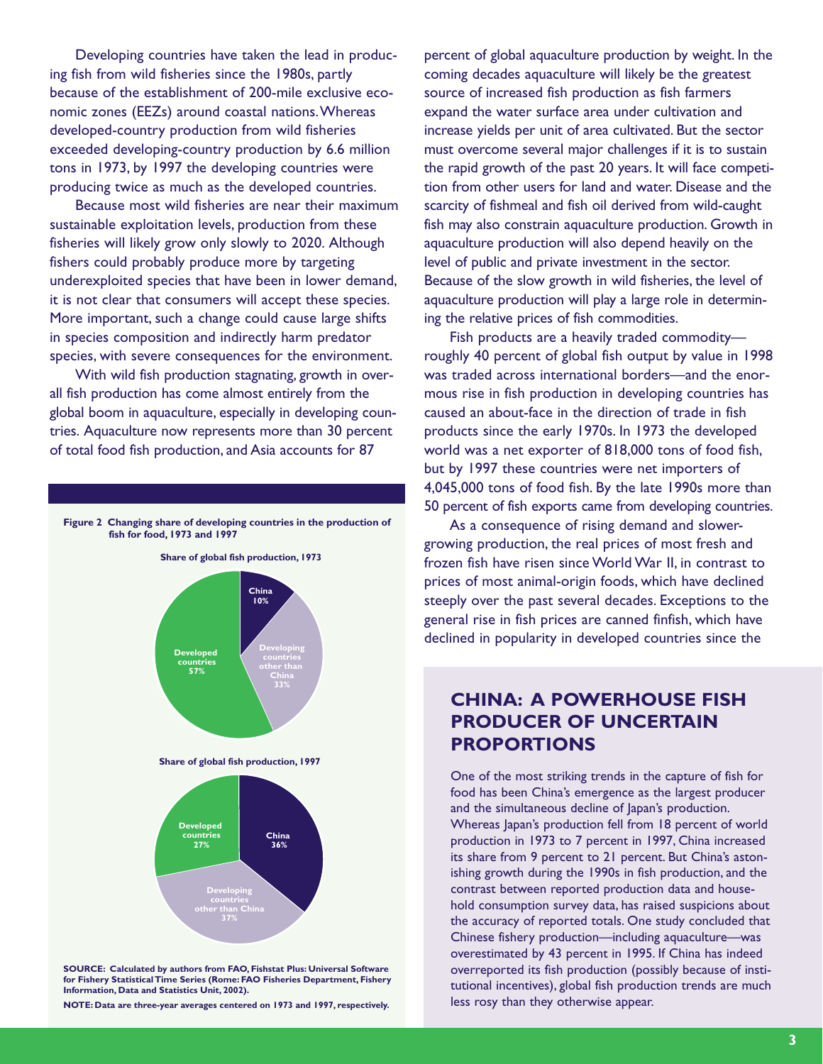Developing countries have taken the lead in producing fish from wild fisheries since the 1980s, partly because of the establishment of 200-mile exclusive economic zones (EEZs) around coastal nations. Whereas developed-country production from wild fisheries exceeded developing-country production by 6.6 million tons in 1973, by 1997 the developing countries were producing twice as much as the developed countries.

Because most wild fisheries are near their maximum sustainable exploitation levels, production from these fisheries will likely grow only slowly to 2020. Although fishers could probably produce more by targeting underexploited species that have been in lower demand, it is not clear that consumers will accept these species. More important, such a change could cause large shifts in species composition and indirectly harm predator species, with severe consequences for the environment.

With wild fish production stagnating, growth in overall fish production has come almost entirely from the global boom in aquaculture, especially in developing countries. Aquaculture now represents more than 30 percent of total food fish production, and Asia accounts for 87 percent of global aquaculture production by weight. In the coming decades aquaculture will likely be the greatest source of increased fish production as fish farmers expand the water surface area under cultivation and increase yields per unit of area cultivated. But the sector must overcome several major challenges if it is to sustain the rapid growth of the past 20 years. It will face competition from other users for land and water. Disease and the scarcity of fishmeal and fish oil derived from wild-caught fish may also constrain aquaculture production. Growth in aquaculture production will also depend heavily on the level of public and private investment in the sector. Because of the slow growth in wild fisheries, the level of aquaculture production will play a large role in determining the relative prices of fish commodities.

Fish products are a heavily traded commodity—roughly 40 percent of global fish output by value in 1998 was traded across international borders—and the enormous rise in fish production in developing countries has caused an about-face in the direction of trade in fish products since the early 1970s. In 1973 the developed world was a net exporter of 818,000 tons of food fish, but by 1997 these countries were net importers of 4,045,000 tons of food fish. By the late 1990s more than 50 percent of fish exports came from developing countries.

As a consequence of rising demand and slower-growing production, the real prices of most fresh and frozen fish have risen since World War II, in contrast to prices of most animal-origin foods, which have declined steeply over the past several decades. Exceptions to the general rise in fish prices are canned finfish, which have declined in popularity in developed countries since the

**Figure 2 Changing share of developing countries in the production of fish for food, 1973 and 1997**

**Share of global fish production, 1973**

| Region | Share |
|---|---|
| China | 10% |
| Developing countries other than China | 33% |
| Developed countries | 57% |

**Share of global fish production, 1997**

| Region | Share |
|---|---|
| China | 36% |
| Developing countries other than China | 37% |
| Developed countries | 27% |

**SOURCE: Calculated by authors from FAO, Fishstat Plus: Universal Software for Fishery Statistical Time Series (Rome: FAO Fisheries Department, Fishery Information, Data and Statistics Unit, 2002).**

**NOTE: Data are three-year averages centered on 1973 and 1997, respectively.**

## CHINA: A POWERHOUSE FISH PRODUCER OF UNCERTAIN PROPORTIONS

One of the most striking trends in the capture of fish for food has been China's emergence as the largest producer and the simultaneous decline of Japan's production. Whereas Japan's production fell from 18 percent of world production in 1973 to 7 percent in 1997, China increased its share from 9 percent to 21 percent. But China's astonishing growth during the 1990s in fish production, and the contrast between reported production data and household consumption survey data, has raised suspicions about the accuracy of reported totals. One study concluded that Chinese fishery production—including aquaculture—was overestimated by 43 percent in 1995. If China has indeed overreported its fish production (possibly because of institutional incentives), global fish production trends are much less rosy than they otherwise appear.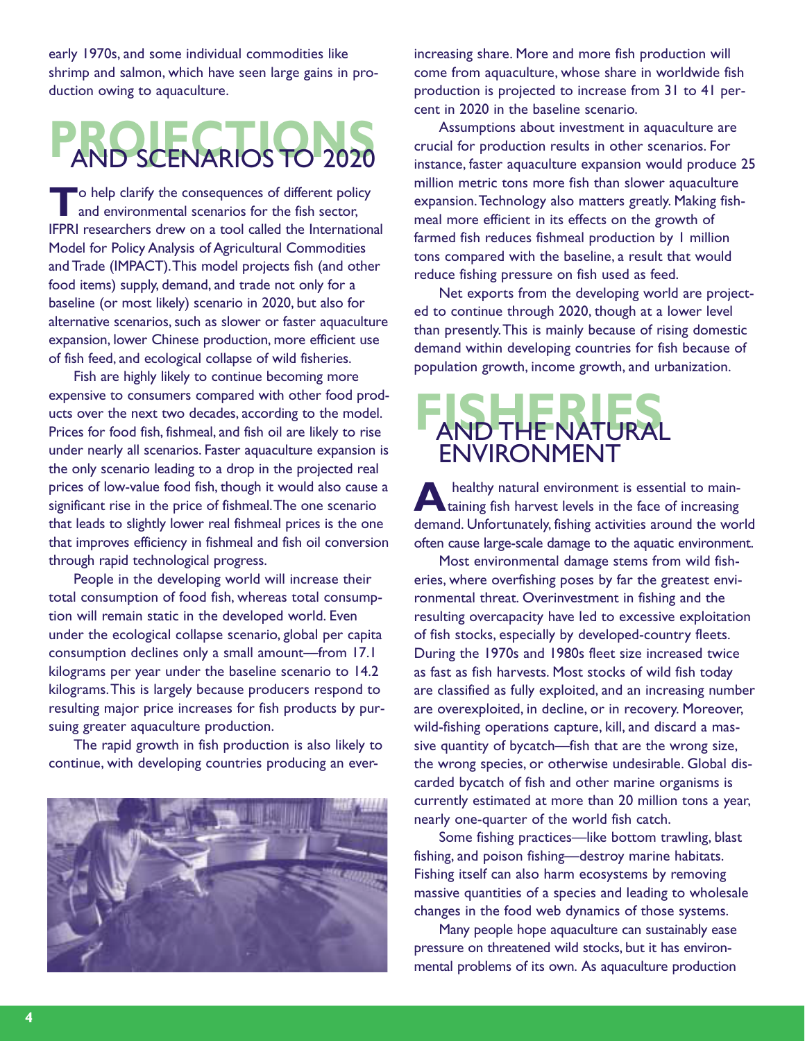early 1970s, and some individual commodities like shrimp and salmon, which have seen large gains in production owing to aquaculture.

## PROJECTIONS AND SCENARIOS TO 2020

To help clarify the consequences of different policy and environmental scenarios for the fish sector, IFPRI researchers drew on a tool called the International Model for Policy Analysis of Agricultural Commodities and Trade (IMPACT). This model projects fish (and other food items) supply, demand, and trade not only for a baseline (or most likely) scenario in 2020, but also for alternative scenarios, such as slower or faster aquaculture expansion, lower Chinese production, more efficient use of fish feed, and ecological collapse of wild fisheries.

Fish are highly likely to continue becoming more expensive to consumers compared with other food products over the next two decades, according to the model. Prices for food fish, fishmeal, and fish oil are likely to rise under nearly all scenarios. Faster aquaculture expansion is the only scenario leading to a drop in the projected real prices of low-value food fish, though it would also cause a significant rise in the price of fishmeal. The one scenario that leads to slightly lower real fishmeal prices is the one that improves efficiency in fishmeal and fish oil conversion through rapid technological progress.

People in the developing world will increase their total consumption of food fish, whereas total consumption will remain static in the developed world. Even under the ecological collapse scenario, global per capita consumption declines only a small amount—from 17.1 kilograms per year under the baseline scenario to 14.2 kilograms. This is largely because producers respond to resulting major price increases for fish products by pursuing greater aquaculture production.

The rapid growth in fish production is also likely to continue, with developing countries producing an ever-increasing share. More and more fish production will come from aquaculture, whose share in worldwide fish production is projected to increase from 31 to 41 percent in 2020 in the baseline scenario.

Assumptions about investment in aquaculture are crucial for production results in other scenarios. For instance, faster aquaculture expansion would produce 25 million metric tons more fish than slower aquaculture expansion. Technology also matters greatly. Making fishmeal more efficient in its effects on the growth of farmed fish reduces fishmeal production by 1 million tons compared with the baseline, a result that would reduce fishing pressure on fish used as feed.

Net exports from the developing world are projected to continue through 2020, though at a lower level than presently. This is mainly because of rising domestic demand within developing countries for fish because of population growth, income growth, and urbanization.

## FISHERIES AND THE NATURAL ENVIRONMENT

A healthy natural environment is essential to maintaining fish harvest levels in the face of increasing demand. Unfortunately, fishing activities around the world often cause large-scale damage to the aquatic environment.

Most environmental damage stems from wild fisheries, where overfishing poses by far the greatest environmental threat. Overinvestment in fishing and the resulting overcapacity have led to excessive exploitation of fish stocks, especially by developed-country fleets. During the 1970s and 1980s fleet size increased twice as fast as fish harvests. Most stocks of wild fish today are classified as fully exploited, and an increasing number are overexploited, in decline, or in recovery. Moreover, wild-fishing operations capture, kill, and discard a massive quantity of bycatch—fish that are the wrong size, the wrong species, or otherwise undesirable. Global discarded bycatch of fish and other marine organisms is currently estimated at more than 20 million tons a year, nearly one-quarter of the world fish catch.

Some fishing practices—like bottom trawling, blast fishing, and poison fishing—destroy marine habitats. Fishing itself can also harm ecosystems by removing massive quantities of a species and leading to wholesale changes in the food web dynamics of those systems.

Many people hope aquaculture can sustainably ease pressure on threatened wild stocks, but it has environmental problems of its own. As aquaculture production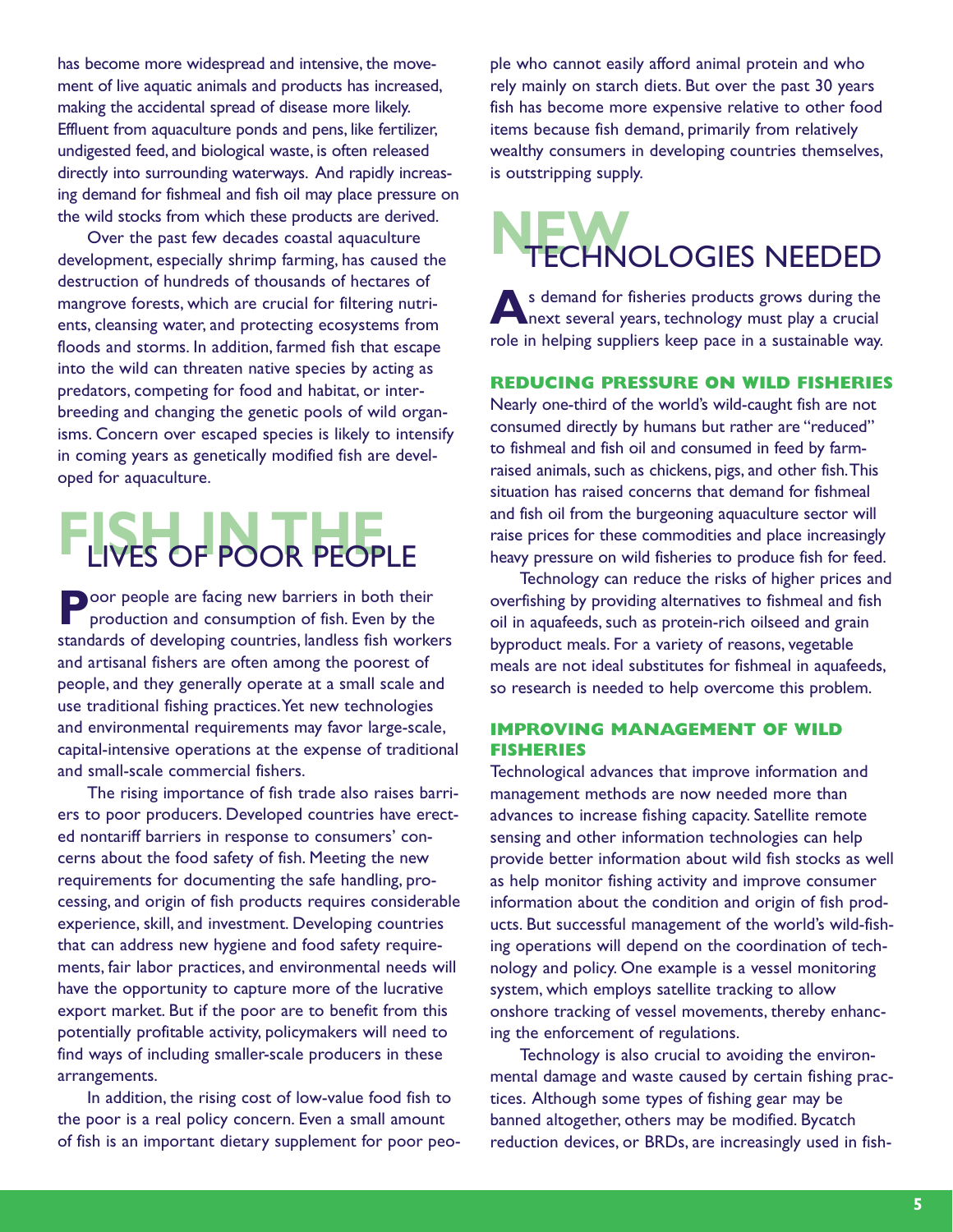has become more widespread and intensive, the movement of live aquatic animals and products has increased, making the accidental spread of disease more likely. Effluent from aquaculture ponds and pens, like fertilizer, undigested feed, and biological waste, is often released directly into surrounding waterways. And rapidly increasing demand for fishmeal and fish oil may place pressure on the wild stocks from which these products are derived.

Over the past few decades coastal aquaculture development, especially shrimp farming, has caused the destruction of hundreds of thousands of hectares of mangrove forests, which are crucial for filtering nutrients, cleansing water, and protecting ecosystems from floods and storms. In addition, farmed fish that escape into the wild can threaten native species by acting as predators, competing for food and habitat, or interbreeding and changing the genetic pools of wild organisms. Concern over escaped species is likely to intensify in coming years as genetically modified fish are developed for aquaculture.

## FISH IN THE LIVES OF POOR PEOPLE

Poor people are facing new barriers in both their production and consumption of fish. Even by the standards of developing countries, landless fish workers and artisanal fishers are often among the poorest of people, and they generally operate at a small scale and use traditional fishing practices. Yet new technologies and environmental requirements may favor large-scale, capital-intensive operations at the expense of traditional and small-scale commercial fishers.

The rising importance of fish trade also raises barriers to poor producers. Developed countries have erected nontariff barriers in response to consumers' concerns about the food safety of fish. Meeting the new requirements for documenting the safe handling, processing, and origin of fish products requires considerable experience, skill, and investment. Developing countries that can address new hygiene and food safety requirements, fair labor practices, and environmental needs will have the opportunity to capture more of the lucrative export market. But if the poor are to benefit from this potentially profitable activity, policymakers will need to find ways of including smaller-scale producers in these arrangements.

In addition, the rising cost of low-value food fish to the poor is a real policy concern. Even a small amount of fish is an important dietary supplement for poor people who cannot easily afford animal protein and who rely mainly on starch diets. But over the past 30 years fish has become more expensive relative to other food items because fish demand, primarily from relatively wealthy consumers in developing countries themselves, is outstripping supply.

## NEW TECHNOLOGIES NEEDED

As demand for fisheries products grows during the next several years, technology must play a crucial role in helping suppliers keep pace in a sustainable way.

### REDUCING PRESSURE ON WILD FISHERIES

Nearly one-third of the world's wild-caught fish are not consumed directly by humans but rather are "reduced" to fishmeal and fish oil and consumed in feed by farm-raised animals, such as chickens, pigs, and other fish. This situation has raised concerns that demand for fishmeal and fish oil from the burgeoning aquaculture sector will raise prices for these commodities and place increasingly heavy pressure on wild fisheries to produce fish for feed.

Technology can reduce the risks of higher prices and overfishing by providing alternatives to fishmeal and fish oil in aquafeeds, such as protein-rich oilseed and grain byproduct meals. For a variety of reasons, vegetable meals are not ideal substitutes for fishmeal in aquafeeds, so research is needed to help overcome this problem.

### IMPROVING MANAGEMENT OF WILD FISHERIES

Technological advances that improve information and management methods are now needed more than advances to increase fishing capacity. Satellite remote sensing and other information technologies can help provide better information about wild fish stocks as well as help monitor fishing activity and improve consumer information about the condition and origin of fish products. But successful management of the world's wild-fishing operations will depend on the coordination of technology and policy. One example is a vessel monitoring system, which employs satellite tracking to allow onshore tracking of vessel movements, thereby enhancing the enforcement of regulations.

Technology is also crucial to avoiding the environmental damage and waste caused by certain fishing practices. Although some types of fishing gear may be banned altogether, others may be modified. Bycatch reduction devices, or BRDs, are increasingly used in fish-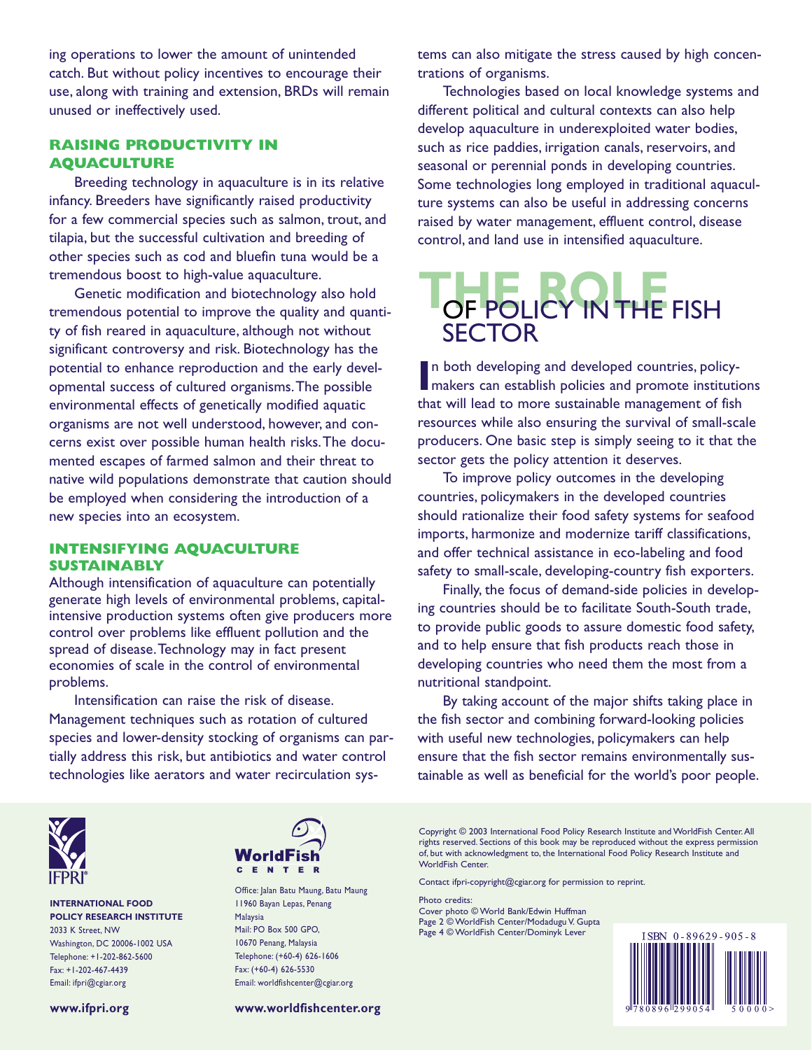ing operations to lower the amount of unintended catch. But without policy incentives to encourage their use, along with training and extension, BRDs will remain unused or ineffectively used.

### RAISING PRODUCTIVITY IN AQUACULTURE

Breeding technology in aquaculture is in its relative infancy. Breeders have significantly raised productivity for a few commercial species such as salmon, trout, and tilapia, but the successful cultivation and breeding of other species such as cod and bluefin tuna would be a tremendous boost to high-value aquaculture.

Genetic modification and biotechnology also hold tremendous potential to improve the quality and quantity of fish reared in aquaculture, although not without significant controversy and risk. Biotechnology has the potential to enhance reproduction and the early developmental success of cultured organisms. The possible environmental effects of genetically modified aquatic organisms are not well understood, however, and concerns exist over possible human health risks. The documented escapes of farmed salmon and their threat to native wild populations demonstrate that caution should be employed when considering the introduction of a new species into an ecosystem.

### INTENSIFYING AQUACULTURE SUSTAINABLY

Although intensification of aquaculture can potentially generate high levels of environmental problems, capital-intensive production systems often give producers more control over problems like effluent pollution and the spread of disease. Technology may in fact present economies of scale in the control of environmental problems.

Intensification can raise the risk of disease. Management techniques such as rotation of cultured species and lower-density stocking of organisms can partially address this risk, but antibiotics and water control technologies like aerators and water recirculation systems can also mitigate the stress caused by high concentrations of organisms.

Technologies based on local knowledge systems and different political and cultural contexts can also help develop aquaculture in underexploited water bodies, such as rice paddies, irrigation canals, reservoirs, and seasonal or perennial ponds in developing countries. Some technologies long employed in traditional aquaculture systems can also be useful in addressing concerns raised by water management, effluent control, disease control, and land use in intensified aquaculture.

## THE ROLE OF POLICY IN THE FISH SECTOR

In both developing and developed countries, policymakers can establish policies and promote institutions that will lead to more sustainable management of fish resources while also ensuring the survival of small-scale producers. One basic step is simply seeing to it that the sector gets the policy attention it deserves.

To improve policy outcomes in the developing countries, policymakers in the developed countries should rationalize their food safety systems for seafood imports, harmonize and modernize tariff classifications, and offer technical assistance in eco-labeling and food safety to small-scale, developing-country fish exporters.

Finally, the focus of demand-side policies in developing countries should be to facilitate South-South trade, to provide public goods to assure domestic food safety, and to help ensure that fish products reach those in developing countries who need them the most from a nutritional standpoint.

By taking account of the major shifts taking place in the fish sector and combining forward-looking policies with useful new technologies, policymakers can help ensure that the fish sector remains environmentally sustainable as well as beneficial for the world's poor people.

IFPRI®

**INTERNATIONAL FOOD POLICY RESEARCH INSTITUTE**
2033 K Street, NW
Washington, DC 20006-1002 USA
Telephone: +1-202-862-5600
Fax: +1-202-467-4439
Email: ifpri@cgiar.org

**www.ifpri.org**

WorldFish CENTER

Office: Jalan Batu Maung, Batu Maung
11960 Bayan Lepas, Penang
Malaysia
Mail: PO Box 500 GPO,
10670 Penang, Malaysia
Telephone: (+60-4) 626-1606
Fax: (+60-4) 626-5530
Email: worldfishcenter@cgiar.org

**www.worldfishcenter.org**

Copyright © 2003 International Food Policy Research Institute and WorldFish Center. All rights reserved. Sections of this book may be reproduced without the express permission of, but with acknowledgment to, the International Food Policy Research Institute and WorldFish Center.

Contact ifpri-copyright@cgiar.org for permission to reprint.

Photo credits:
Cover photo © World Bank/Edwin Huffman
Page 2 © WorldFish Center/Modadugu V. Gupta
Page 4 © WorldFish Center/Dominyk Lever

ISBN 0-89629-905-8